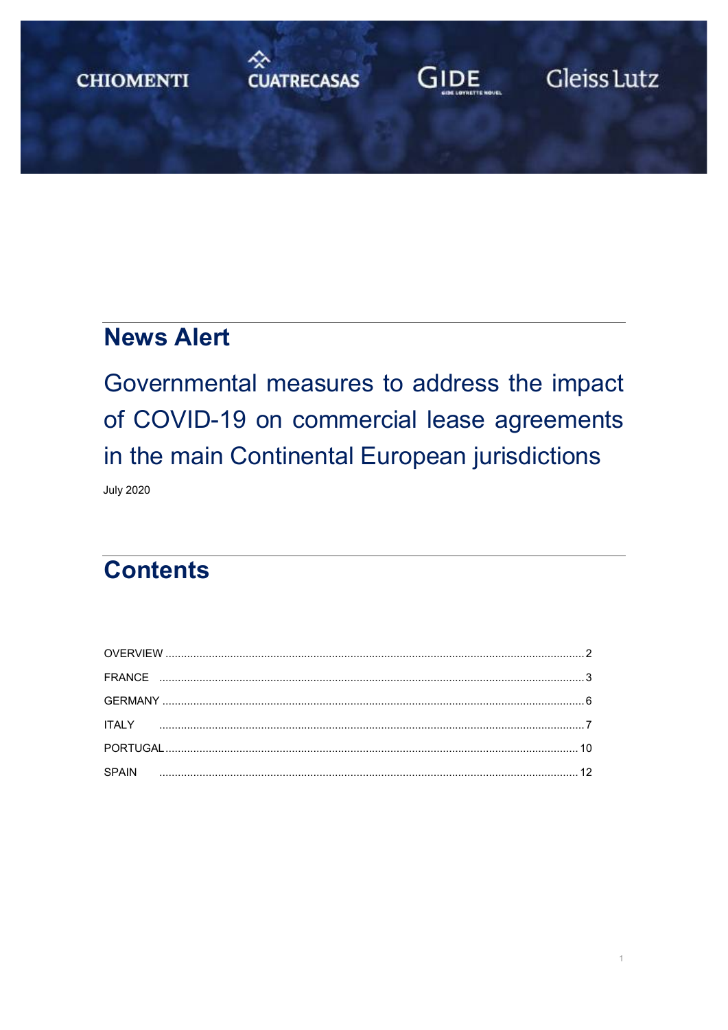CHIOMENTI CUATRECASAS GIDE Gleiss Lutz

# News Alert

## Governmental measures to address the impact of COVID-19 on commercial lease agreements in the main Continental European jurisdictions

July 2020

## Contents

| | |
|---|---|
| OVERVIEW | 2 |
| FRANCE | 3 |
| GERMANY | 6 |
| ITALY | 7 |
| PORTUGAL | 10 |
| SPAIN | 12 |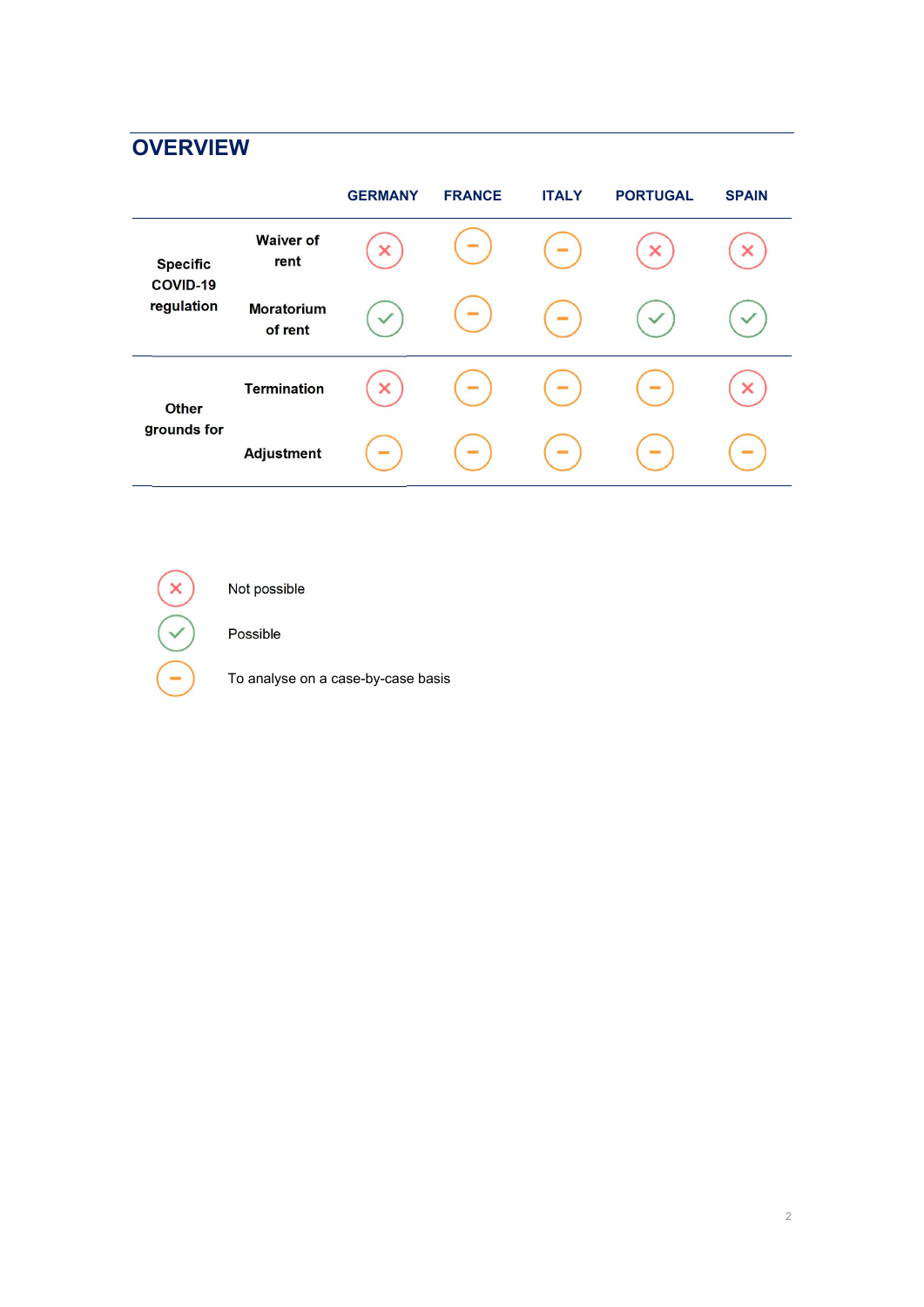## OVERVIEW

| | | GERMANY | FRANCE | ITALY | PORTUGAL | SPAIN |
|---|---|---|---|---|---|---|
| Specific COVID-19 regulation | Waiver of rent | ✗ | − | − | ✗ | ✗ |
| | Moratorium of rent | ✓ | − | − | ✓ | ✓ |
| Other grounds for | Termination | ✗ | − | − | − | ✗ |
| | Adjustment | − | − | − | − | − |

✗ Not possible

✓ Possible

− To analyse on a case-by-case basis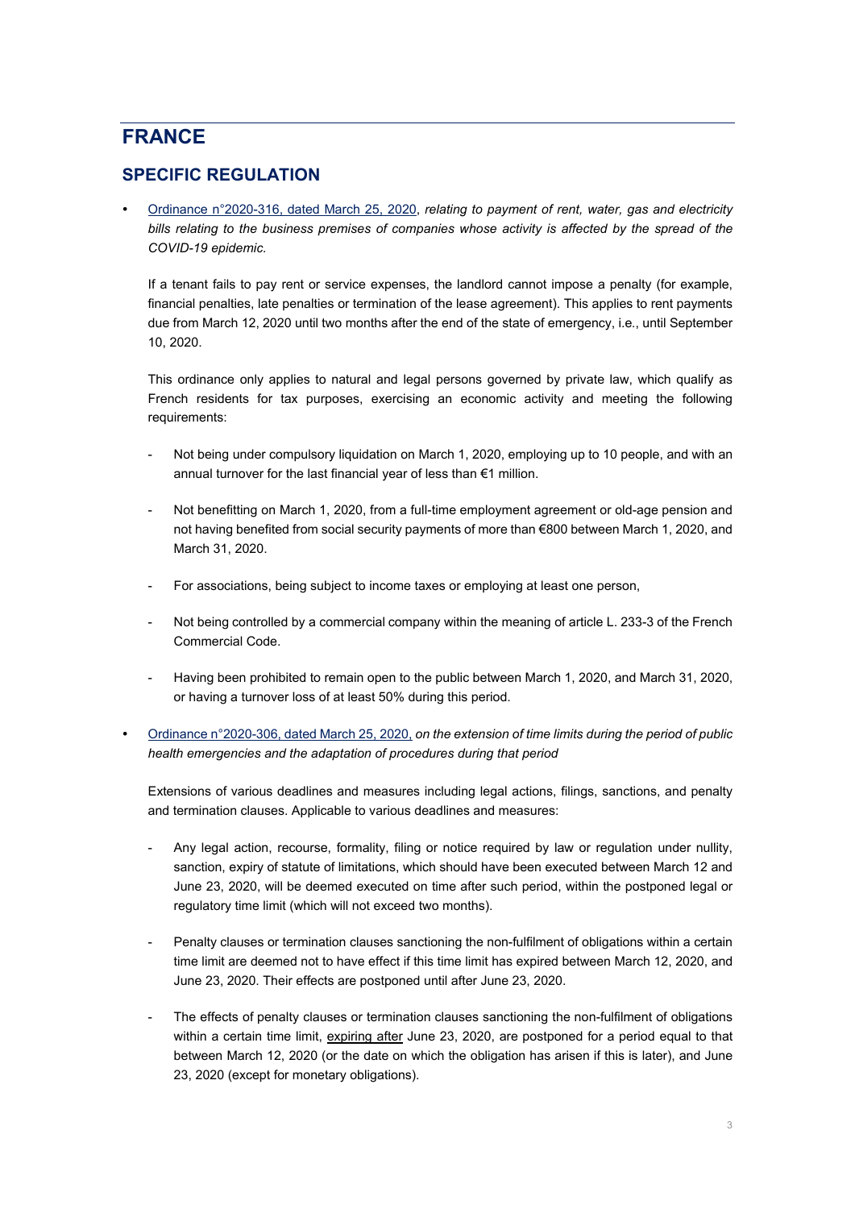# FRANCE

## SPECIFIC REGULATION

- Ordinance n°2020-316, dated March 25, 2020, *relating to payment of rent, water, gas and electricity bills relating to the business premises of companies whose activity is affected by the spread of the COVID-19 epidemic.*

  If a tenant fails to pay rent or service expenses, the landlord cannot impose a penalty (for example, financial penalties, late penalties or termination of the lease agreement). This applies to rent payments due from March 12, 2020 until two months after the end of the state of emergency, i.e., until September 10, 2020.

  This ordinance only applies to natural and legal persons governed by private law, which qualify as French residents for tax purposes, exercising an economic activity and meeting the following requirements:

  - Not being under compulsory liquidation on March 1, 2020, employing up to 10 people, and with an annual turnover for the last financial year of less than €1 million.
  - Not benefitting on March 1, 2020, from a full-time employment agreement or old-age pension and not having benefited from social security payments of more than €800 between March 1, 2020, and March 31, 2020.
  - For associations, being subject to income taxes or employing at least one person,
  - Not being controlled by a commercial company within the meaning of article L. 233-3 of the French Commercial Code.
  - Having been prohibited to remain open to the public between March 1, 2020, and March 31, 2020, or having a turnover loss of at least 50% during this period.

- Ordinance n°2020-306, dated March 25, 2020, *on the extension of time limits during the period of public health emergencies and the adaptation of procedures during that period*

  Extensions of various deadlines and measures including legal actions, filings, sanctions, and penalty and termination clauses. Applicable to various deadlines and measures:

  - Any legal action, recourse, formality, filing or notice required by law or regulation under nullity, sanction, expiry of statute of limitations, which should have been executed between March 12 and June 23, 2020, will be deemed executed on time after such period, within the postponed legal or regulatory time limit (which will not exceed two months).
  - Penalty clauses or termination clauses sanctioning the non-fulfilment of obligations within a certain time limit are deemed not to have effect if this time limit has expired between March 12, 2020, and June 23, 2020. Their effects are postponed until after June 23, 2020.
  - The effects of penalty clauses or termination clauses sanctioning the non-fulfilment of obligations within a certain time limit, expiring after June 23, 2020, are postponed for a period equal to that between March 12, 2020 (or the date on which the obligation has arisen if this is later), and June 23, 2020 (except for monetary obligations).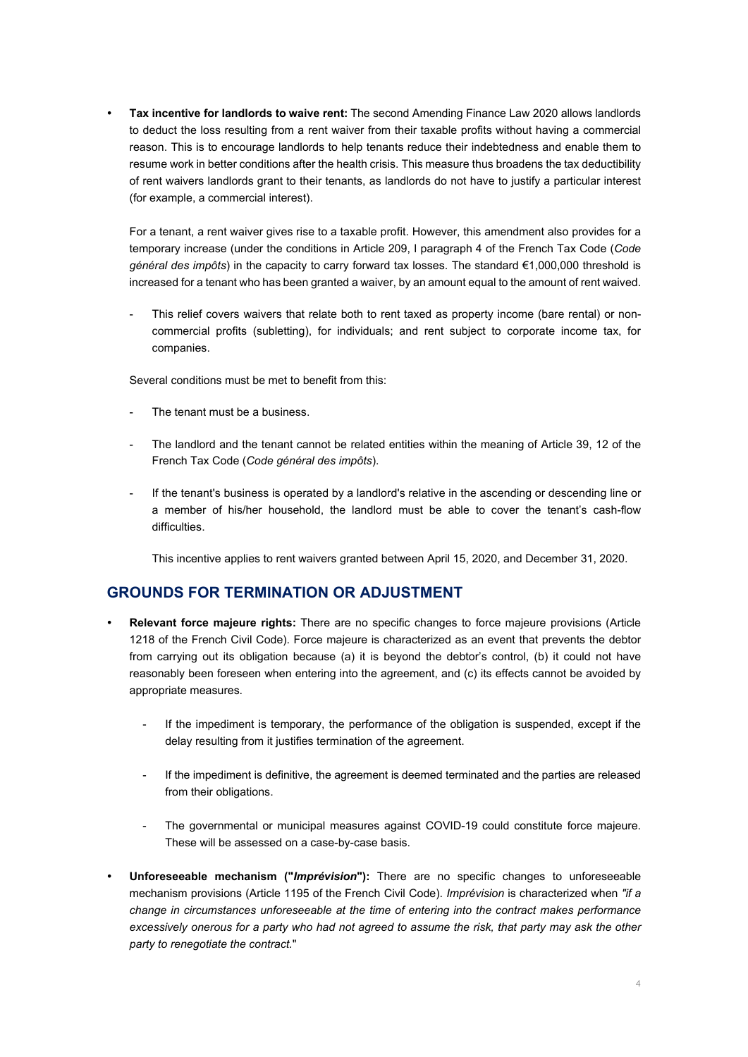- **Tax incentive for landlords to waive rent:** The second Amending Finance Law 2020 allows landlords to deduct the loss resulting from a rent waiver from their taxable profits without having a commercial reason. This is to encourage landlords to help tenants reduce their indebtedness and enable them to resume work in better conditions after the health crisis. This measure thus broadens the tax deductibility of rent waivers landlords grant to their tenants, as landlords do not have to justify a particular interest (for example, a commercial interest).

  For a tenant, a rent waiver gives rise to a taxable profit. However, this amendment also provides for a temporary increase (under the conditions in Article 209, I paragraph 4 of the French Tax Code (*Code général des impôts*) in the capacity to carry forward tax losses. The standard €1,000,000 threshold is increased for a tenant who has been granted a waiver, by an amount equal to the amount of rent waived.

  - This relief covers waivers that relate both to rent taxed as property income (bare rental) or non-commercial profits (subletting), for individuals; and rent subject to corporate income tax, for companies.

  Several conditions must be met to benefit from this:

  - The tenant must be a business.
  - The landlord and the tenant cannot be related entities within the meaning of Article 39, 12 of the French Tax Code (*Code général des impôts*).
  - If the tenant's business is operated by a landlord's relative in the ascending or descending line or a member of his/her household, the landlord must be able to cover the tenant's cash-flow difficulties.

    This incentive applies to rent waivers granted between April 15, 2020, and December 31, 2020.

## GROUNDS FOR TERMINATION OR ADJUSTMENT

- **Relevant force majeure rights:** There are no specific changes to force majeure provisions (Article 1218 of the French Civil Code). Force majeure is characterized as an event that prevents the debtor from carrying out its obligation because (a) it is beyond the debtor's control, (b) it could not have reasonably been foreseen when entering into the agreement, and (c) its effects cannot be avoided by appropriate measures.
  - If the impediment is temporary, the performance of the obligation is suspended, except if the delay resulting from it justifies termination of the agreement.
  - If the impediment is definitive, the agreement is deemed terminated and the parties are released from their obligations.
  - The governmental or municipal measures against COVID-19 could constitute force majeure. These will be assessed on a case-by-case basis.
- **Unforeseeable mechanism ("*Imprévision*"):** There are no specific changes to unforeseeable mechanism provisions (Article 1195 of the French Civil Code). *Imprévision* is characterized when *"if a change in circumstances unforeseeable at the time of entering into the contract makes performance excessively onerous for a party who had not agreed to assume the risk, that party may ask the other party to renegotiate the contract.*"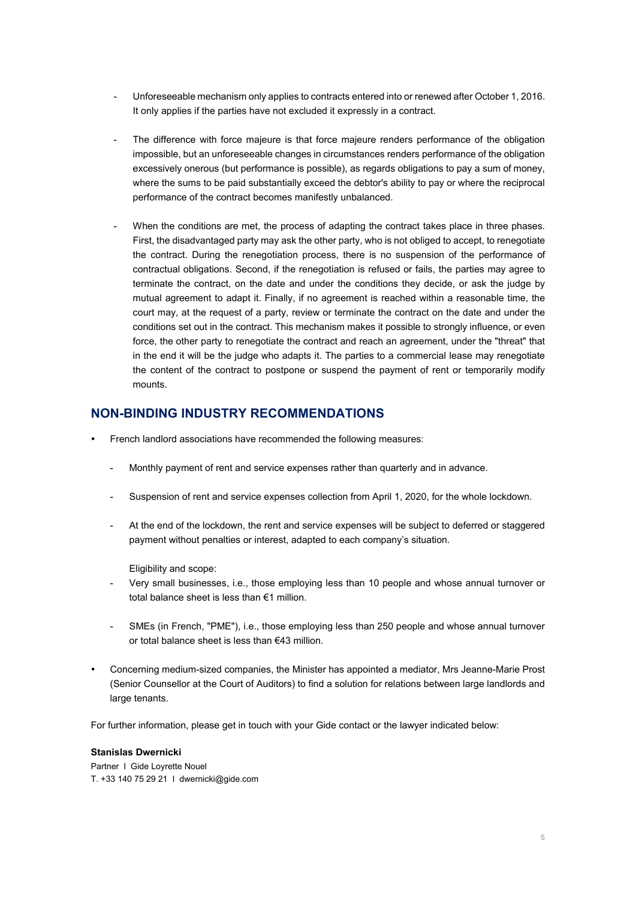- Unforeseeable mechanism only applies to contracts entered into or renewed after October 1, 2016. It only applies if the parties have not excluded it expressly in a contract.

- The difference with force majeure is that force majeure renders performance of the obligation impossible, but an unforeseeable changes in circumstances renders performance of the obligation excessively onerous (but performance is possible), as regards obligations to pay a sum of money, where the sums to be paid substantially exceed the debtor's ability to pay or where the reciprocal performance of the contract becomes manifestly unbalanced.

- When the conditions are met, the process of adapting the contract takes place in three phases. First, the disadvantaged party may ask the other party, who is not obliged to accept, to renegotiate the contract. During the renegotiation process, there is no suspension of the performance of contractual obligations. Second, if the renegotiation is refused or fails, the parties may agree to terminate the contract, on the date and under the conditions they decide, or ask the judge by mutual agreement to adapt it. Finally, if no agreement is reached within a reasonable time, the court may, at the request of a party, review or terminate the contract on the date and under the conditions set out in the contract. This mechanism makes it possible to strongly influence, or even force, the other party to renegotiate the contract and reach an agreement, under the "threat" that in the end it will be the judge who adapts it. The parties to a commercial lease may renegotiate the content of the contract to postpone or suspend the payment of rent or temporarily modify mounts.

## NON-BINDING INDUSTRY RECOMMENDATIONS

- French landlord associations have recommended the following measures:
  - Monthly payment of rent and service expenses rather than quarterly and in advance.
  - Suspension of rent and service expenses collection from April 1, 2020, for the whole lockdown.
  - At the end of the lockdown, the rent and service expenses will be subject to deferred or staggered payment without penalties or interest, adapted to each company's situation.

  Eligibility and scope:
  - Very small businesses, i.e., those employing less than 10 people and whose annual turnover or total balance sheet is less than €1 million.
  - SMEs (in French, "PME"), i.e., those employing less than 250 people and whose annual turnover or total balance sheet is less than €43 million.

- Concerning medium-sized companies, the Minister has appointed a mediator, Mrs Jeanne-Marie Prost (Senior Counsellor at the Court of Auditors) to find a solution for relations between large landlords and large tenants.

For further information, please get in touch with your Gide contact or the lawyer indicated below:

**Stanislas Dwernicki**
Partner I Gide Loyrette Nouel
T. +33 140 75 29 21 I dwernicki@gide.com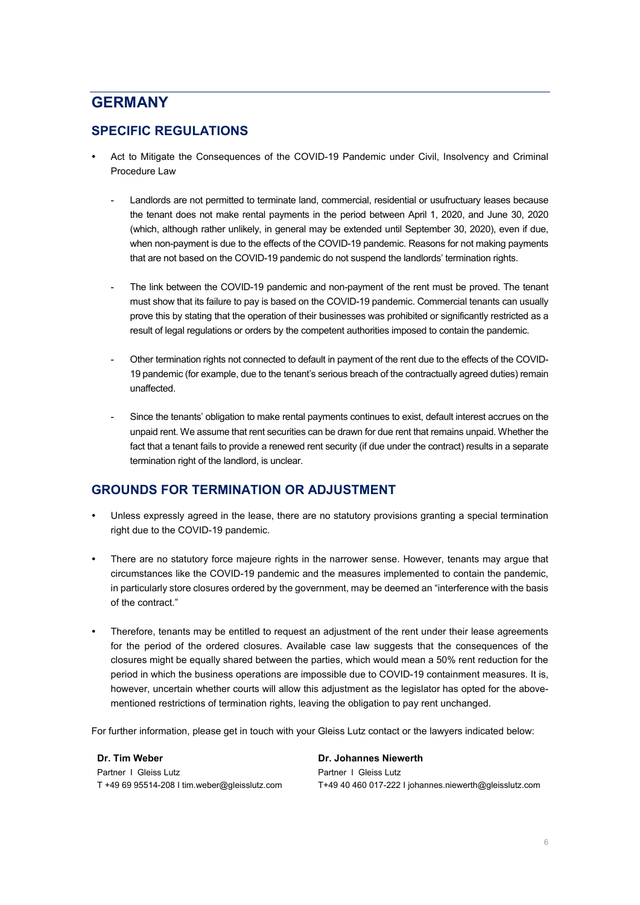# GERMANY

## SPECIFIC REGULATIONS

- Act to Mitigate the Consequences of the COVID-19 Pandemic under Civil, Insolvency and Criminal Procedure Law
  - Landlords are not permitted to terminate land, commercial, residential or usufructuary leases because the tenant does not make rental payments in the period between April 1, 2020, and June 30, 2020 (which, although rather unlikely, in general may be extended until September 30, 2020), even if due, when non-payment is due to the effects of the COVID-19 pandemic. Reasons for not making payments that are not based on the COVID-19 pandemic do not suspend the landlords' termination rights.
  - The link between the COVID-19 pandemic and non-payment of the rent must be proved. The tenant must show that its failure to pay is based on the COVID-19 pandemic. Commercial tenants can usually prove this by stating that the operation of their businesses was prohibited or significantly restricted as a result of legal regulations or orders by the competent authorities imposed to contain the pandemic.
  - Other termination rights not connected to default in payment of the rent due to the effects of the COVID-19 pandemic (for example, due to the tenant's serious breach of the contractually agreed duties) remain unaffected.
  - Since the tenants' obligation to make rental payments continues to exist, default interest accrues on the unpaid rent. We assume that rent securities can be drawn for due rent that remains unpaid. Whether the fact that a tenant fails to provide a renewed rent security (if due under the contract) results in a separate termination right of the landlord, is unclear.

## GROUNDS FOR TERMINATION OR ADJUSTMENT

- Unless expressly agreed in the lease, there are no statutory provisions granting a special termination right due to the COVID-19 pandemic.
- There are no statutory force majeure rights in the narrower sense. However, tenants may argue that circumstances like the COVID-19 pandemic and the measures implemented to contain the pandemic, in particularly store closures ordered by the government, may be deemed an "interference with the basis of the contract."
- Therefore, tenants may be entitled to request an adjustment of the rent under their lease agreements for the period of the ordered closures. Available case law suggests that the consequences of the closures might be equally shared between the parties, which would mean a 50% rent reduction for the period in which the business operations are impossible due to COVID-19 containment measures. It is, however, uncertain whether courts will allow this adjustment as the legislator has opted for the above-mentioned restrictions of termination rights, leaving the obligation to pay rent unchanged.

For further information, please get in touch with your Gleiss Lutz contact or the lawyers indicated below:

**Dr. Tim Weber**
Partner I Gleiss Lutz
T +49 69 95514-208 I tim.weber@gleisslutz.com

**Dr. Johannes Niewerth**
Partner I Gleiss Lutz
T+49 40 460 017-222 I johannes.niewerth@gleisslutz.com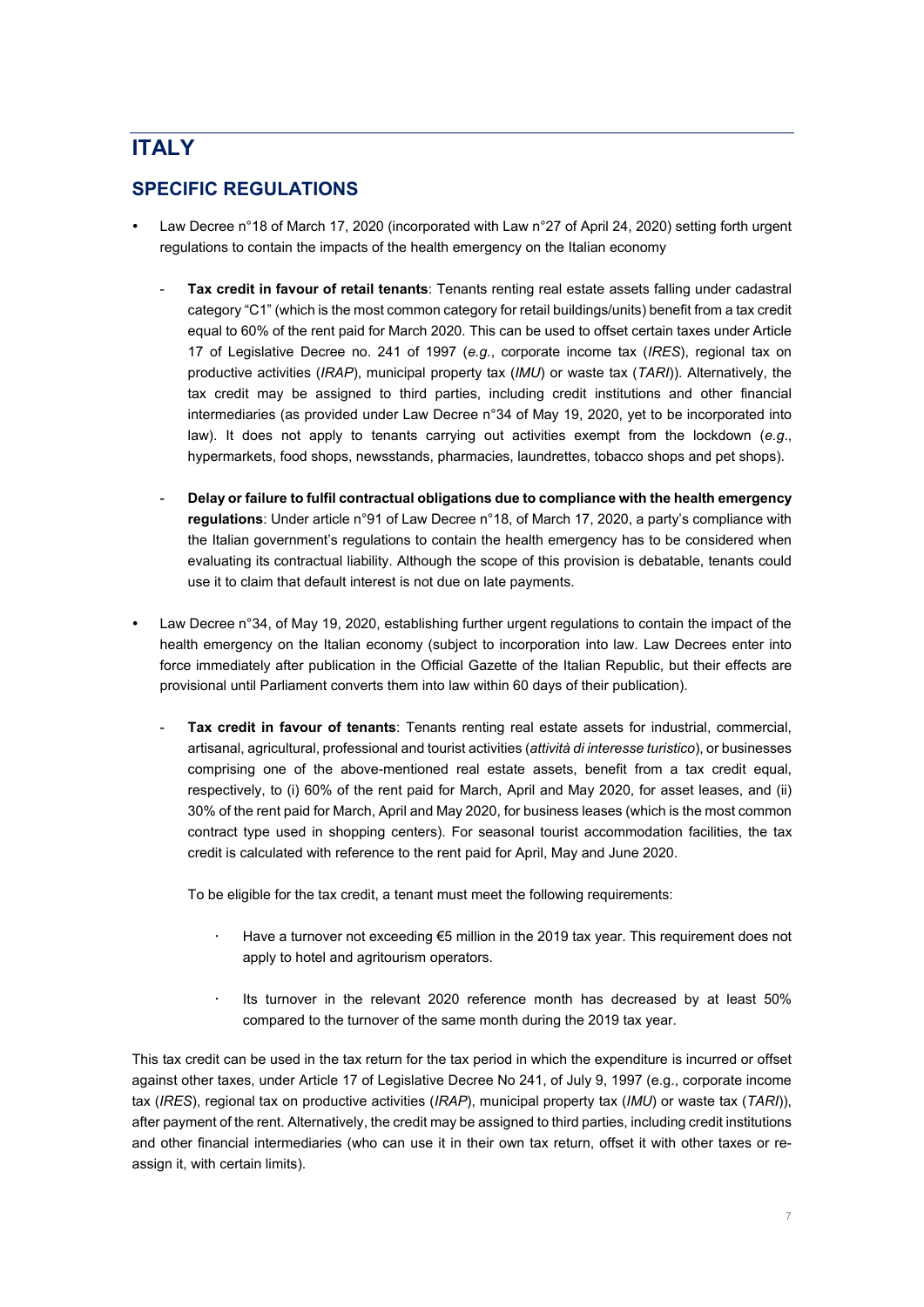# ITALY

## SPECIFIC REGULATIONS

- Law Decree n°18 of March 17, 2020 (incorporated with Law n°27 of April 24, 2020) setting forth urgent regulations to contain the impacts of the health emergency on the Italian economy

  - **Tax credit in favour of retail tenants**: Tenants renting real estate assets falling under cadastral category "C1" (which is the most common category for retail buildings/units) benefit from a tax credit equal to 60% of the rent paid for March 2020. This can be used to offset certain taxes under Article 17 of Legislative Decree no. 241 of 1997 (*e.g.*, corporate income tax (*IRES*), regional tax on productive activities (*IRAP*), municipal property tax (*IMU*) or waste tax (*TARI*)). Alternatively, the tax credit may be assigned to third parties, including credit institutions and other financial intermediaries (as provided under Law Decree n°34 of May 19, 2020, yet to be incorporated into law). It does not apply to tenants carrying out activities exempt from the lockdown (*e.g*., hypermarkets, food shops, newsstands, pharmacies, laundrettes, tobacco shops and pet shops).

  - **Delay or failure to fulfil contractual obligations due to compliance with the health emergency regulations**: Under article n°91 of Law Decree n°18, of March 17, 2020, a party's compliance with the Italian government's regulations to contain the health emergency has to be considered when evaluating its contractual liability. Although the scope of this provision is debatable, tenants could use it to claim that default interest is not due on late payments.

- Law Decree n°34, of May 19, 2020, establishing further urgent regulations to contain the impact of the health emergency on the Italian economy (subject to incorporation into law. Law Decrees enter into force immediately after publication in the Official Gazette of the Italian Republic, but their effects are provisional until Parliament converts them into law within 60 days of their publication).

  - **Tax credit in favour of tenants**: Tenants renting real estate assets for industrial, commercial, artisanal, agricultural, professional and tourist activities (*attività di interesse turistico*), or businesses comprising one of the above-mentioned real estate assets, benefit from a tax credit equal, respectively, to (i) 60% of the rent paid for March, April and May 2020, for asset leases, and (ii) 30% of the rent paid for March, April and May 2020, for business leases (which is the most common contract type used in shopping centers). For seasonal tourist accommodation facilities, the tax credit is calculated with reference to the rent paid for April, May and June 2020.

    To be eligible for the tax credit, a tenant must meet the following requirements:

    - Have a turnover not exceeding €5 million in the 2019 tax year. This requirement does not apply to hotel and agritourism operators.
    - Its turnover in the relevant 2020 reference month has decreased by at least 50% compared to the turnover of the same month during the 2019 tax year.

This tax credit can be used in the tax return for the tax period in which the expenditure is incurred or offset against other taxes, under Article 17 of Legislative Decree No 241, of July 9, 1997 (e.g., corporate income tax (*IRES*), regional tax on productive activities (*IRAP*), municipal property tax (*IMU*) or waste tax (*TARI*)), after payment of the rent. Alternatively, the credit may be assigned to third parties, including credit institutions and other financial intermediaries (who can use it in their own tax return, offset it with other taxes or re-assign it, with certain limits).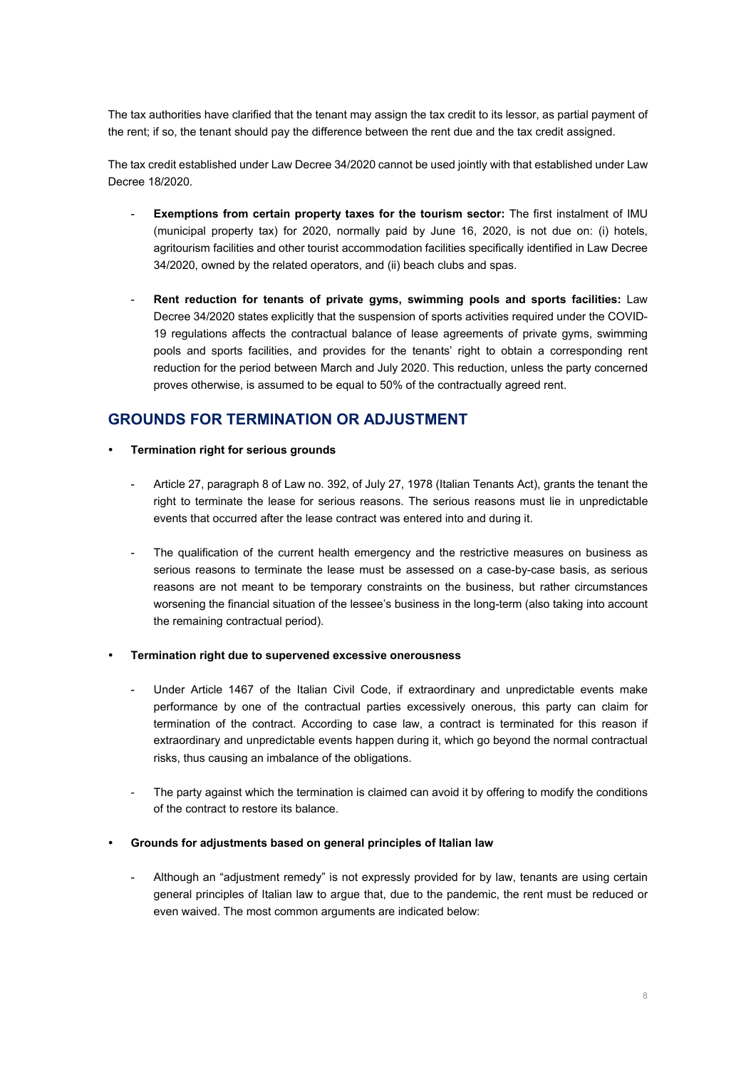The tax authorities have clarified that the tenant may assign the tax credit to its lessor, as partial payment of the rent; if so, the tenant should pay the difference between the rent due and the tax credit assigned.

The tax credit established under Law Decree 34/2020 cannot be used jointly with that established under Law Decree 18/2020.

- **Exemptions from certain property taxes for the tourism sector:** The first instalment of IMU (municipal property tax) for 2020, normally paid by June 16, 2020, is not due on: (i) hotels, agritourism facilities and other tourist accommodation facilities specifically identified in Law Decree 34/2020, owned by the related operators, and (ii) beach clubs and spas.

- **Rent reduction for tenants of private gyms, swimming pools and sports facilities:** Law Decree 34/2020 states explicitly that the suspension of sports activities required under the COVID-19 regulations affects the contractual balance of lease agreements of private gyms, swimming pools and sports facilities, and provides for the tenants' right to obtain a corresponding rent reduction for the period between March and July 2020. This reduction, unless the party concerned proves otherwise, is assumed to be equal to 50% of the contractually agreed rent.

## GROUNDS FOR TERMINATION OR ADJUSTMENT

- **Termination right for serious grounds**

  - Article 27, paragraph 8 of Law no. 392, of July 27, 1978 (Italian Tenants Act), grants the tenant the right to terminate the lease for serious reasons. The serious reasons must lie in unpredictable events that occurred after the lease contract was entered into and during it.

  - The qualification of the current health emergency and the restrictive measures on business as serious reasons to terminate the lease must be assessed on a case-by-case basis, as serious reasons are not meant to be temporary constraints on the business, but rather circumstances worsening the financial situation of the lessee's business in the long-term (also taking into account the remaining contractual period).

- **Termination right due to supervened excessive onerousness**

  - Under Article 1467 of the Italian Civil Code, if extraordinary and unpredictable events make performance by one of the contractual parties excessively onerous, this party can claim for termination of the contract. According to case law, a contract is terminated for this reason if extraordinary and unpredictable events happen during it, which go beyond the normal contractual risks, thus causing an imbalance of the obligations.

  - The party against which the termination is claimed can avoid it by offering to modify the conditions of the contract to restore its balance.

- **Grounds for adjustments based on general principles of Italian law**

  - Although an "adjustment remedy" is not expressly provided for by law, tenants are using certain general principles of Italian law to argue that, due to the pandemic, the rent must be reduced or even waived. The most common arguments are indicated below: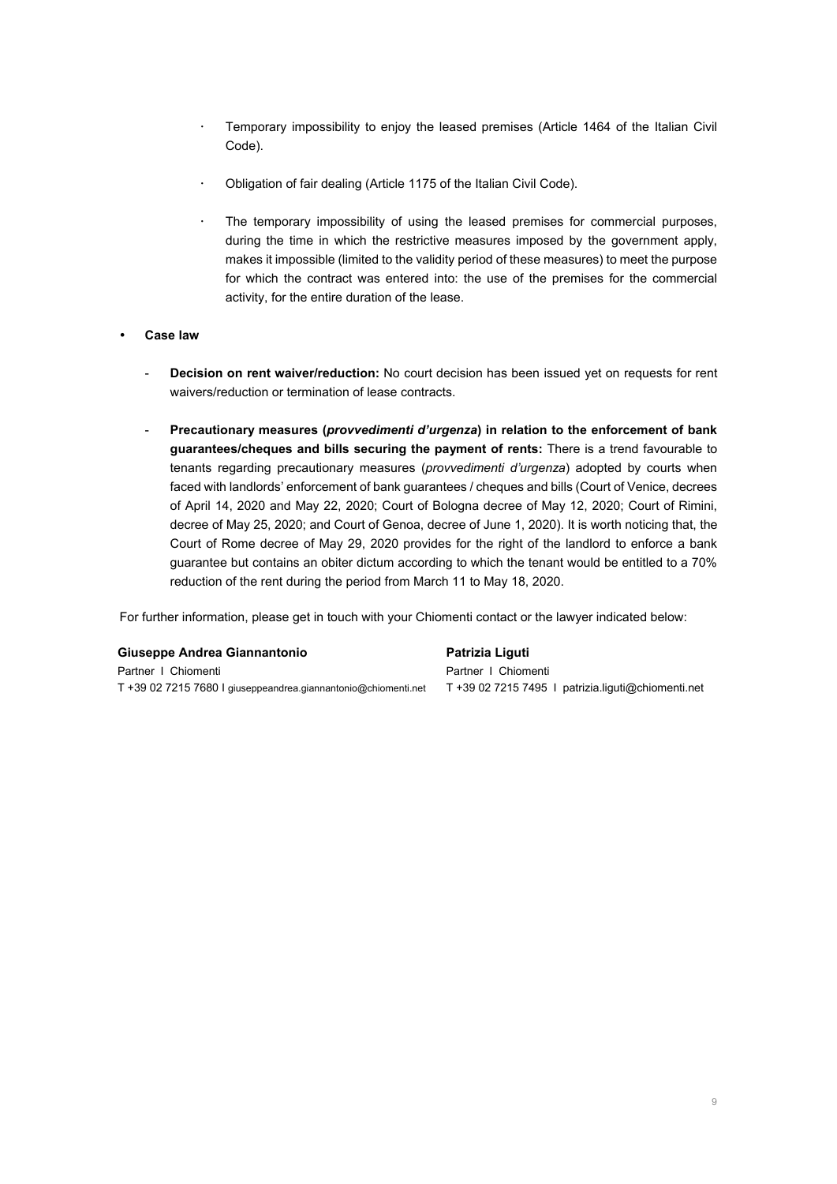- Temporary impossibility to enjoy the leased premises (Article 1464 of the Italian Civil Code).
- Obligation of fair dealing (Article 1175 of the Italian Civil Code).
- The temporary impossibility of using the leased premises for commercial purposes, during the time in which the restrictive measures imposed by the government apply, makes it impossible (limited to the validity period of these measures) to meet the purpose for which the contract was entered into: the use of the premises for the commercial activity, for the entire duration of the lease.

- **Case law**
  - **Decision on rent waiver/reduction:** No court decision has been issued yet on requests for rent waivers/reduction or termination of lease contracts.
  - **Precautionary measures (*provvedimenti d'urgenza*) in relation to the enforcement of bank guarantees/cheques and bills securing the payment of rents:** There is a trend favourable to tenants regarding precautionary measures (*provvedimenti d'urgenza*) adopted by courts when faced with landlords' enforcement of bank guarantees / cheques and bills (Court of Venice, decrees of April 14, 2020 and May 22, 2020; Court of Bologna decree of May 12, 2020; Court of Rimini, decree of May 25, 2020; and Court of Genoa, decree of June 1, 2020). It is worth noticing that, the Court of Rome decree of May 29, 2020 provides for the right of the landlord to enforce a bank guarantee but contains an obiter dictum according to which the tenant would be entitled to a 70% reduction of the rent during the period from March 11 to May 18, 2020.

For further information, please get in touch with your Chiomenti contact or the lawyer indicated below:

**Giuseppe Andrea Giannantonio**
Partner I Chiomenti
T +39 02 7215 7680 I giuseppeandrea.giannantonio@chiomenti.net

**Patrizia Liguti**
Partner I Chiomenti
T +39 02 7215 7495 I patrizia.liguti@chiomenti.net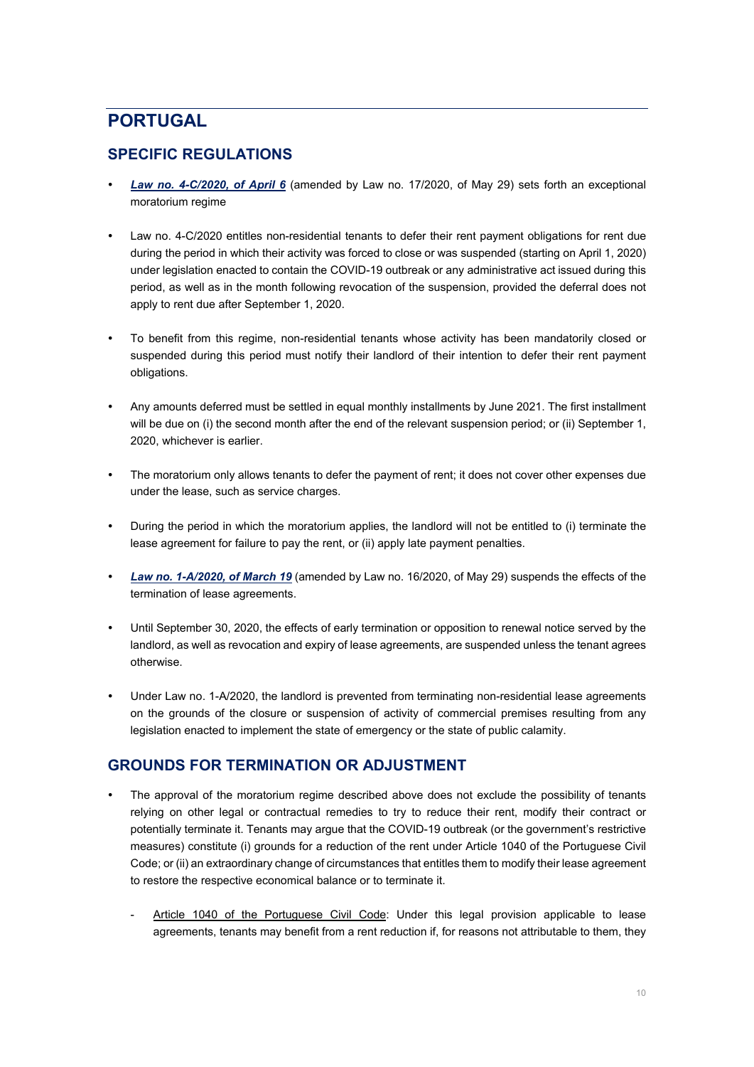# PORTUGAL

## SPECIFIC REGULATIONS

- ***Law no. 4-C/2020, of April 6*** (amended by Law no. 17/2020, of May 29) sets forth an exceptional moratorium regime

- Law no. 4-C/2020 entitles non-residential tenants to defer their rent payment obligations for rent due during the period in which their activity was forced to close or was suspended (starting on April 1, 2020) under legislation enacted to contain the COVID-19 outbreak or any administrative act issued during this period, as well as in the month following revocation of the suspension, provided the deferral does not apply to rent due after September 1, 2020.

- To benefit from this regime, non-residential tenants whose activity has been mandatorily closed or suspended during this period must notify their landlord of their intention to defer their rent payment obligations.

- Any amounts deferred must be settled in equal monthly installments by June 2021. The first installment will be due on (i) the second month after the end of the relevant suspension period; or (ii) September 1, 2020, whichever is earlier.

- The moratorium only allows tenants to defer the payment of rent; it does not cover other expenses due under the lease, such as service charges.

- During the period in which the moratorium applies, the landlord will not be entitled to (i) terminate the lease agreement for failure to pay the rent, or (ii) apply late payment penalties.

- ***Law no. 1-A/2020, of March 19*** (amended by Law no. 16/2020, of May 29) suspends the effects of the termination of lease agreements.

- Until September 30, 2020, the effects of early termination or opposition to renewal notice served by the landlord, as well as revocation and expiry of lease agreements, are suspended unless the tenant agrees otherwise.

- Under Law no. 1-A/2020, the landlord is prevented from terminating non-residential lease agreements on the grounds of the closure or suspension of activity of commercial premises resulting from any legislation enacted to implement the state of emergency or the state of public calamity.

## GROUNDS FOR TERMINATION OR ADJUSTMENT

- The approval of the moratorium regime described above does not exclude the possibility of tenants relying on other legal or contractual remedies to try to reduce their rent, modify their contract or potentially terminate it. Tenants may argue that the COVID-19 outbreak (or the government's restrictive measures) constitute (i) grounds for a reduction of the rent under Article 1040 of the Portuguese Civil Code; or (ii) an extraordinary change of circumstances that entitles them to modify their lease agreement to restore the respective economical balance or to terminate it.

  - Article 1040 of the Portuguese Civil Code: Under this legal provision applicable to lease agreements, tenants may benefit from a rent reduction if, for reasons not attributable to them, they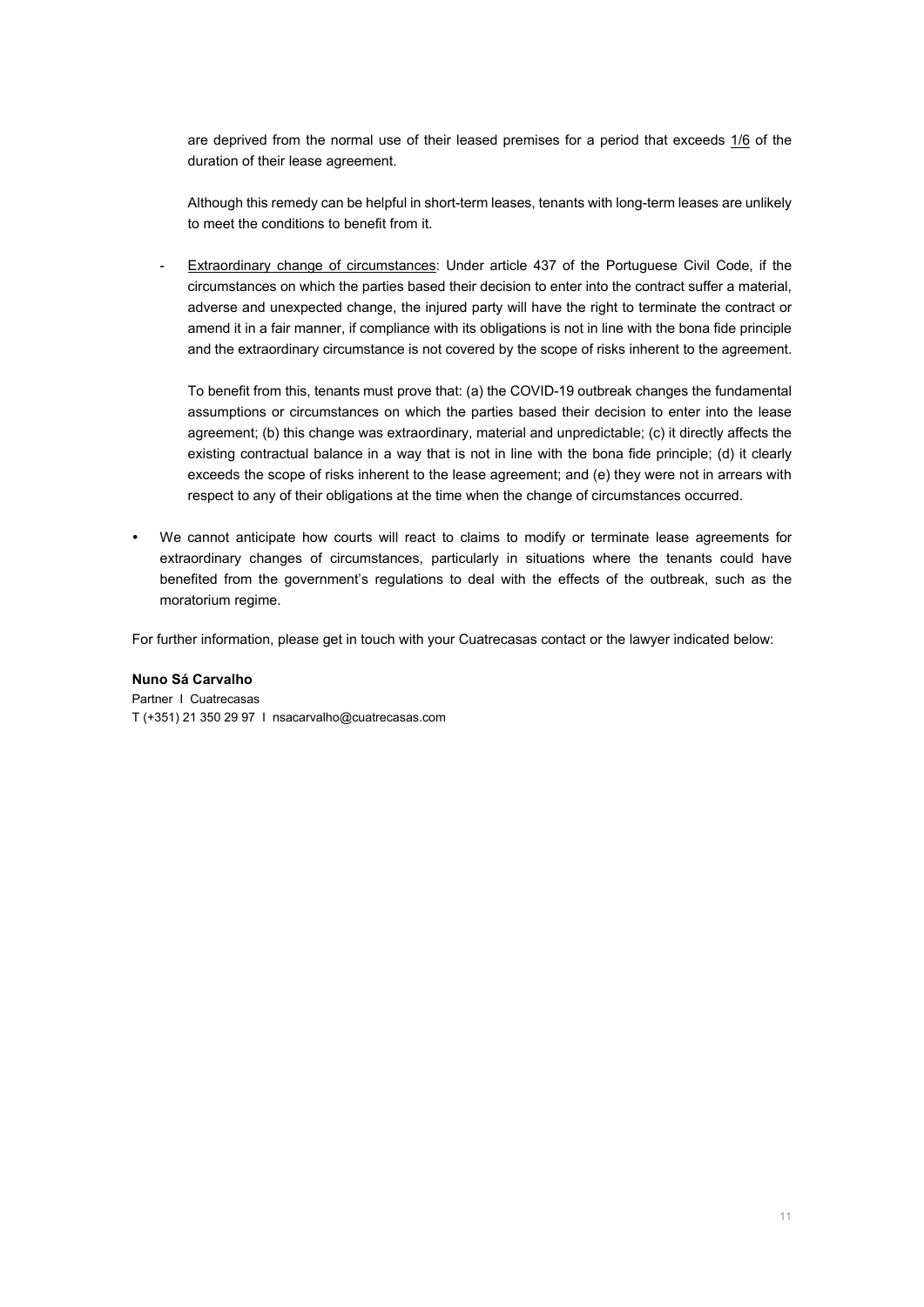are deprived from the normal use of their leased premises for a period that exceeds 1/6 of the duration of their lease agreement.

Although this remedy can be helpful in short-term leases, tenants with long-term leases are unlikely to meet the conditions to benefit from it.

- Extraordinary change of circumstances: Under article 437 of the Portuguese Civil Code, if the circumstances on which the parties based their decision to enter into the contract suffer a material, adverse and unexpected change, the injured party will have the right to terminate the contract or amend it in a fair manner, if compliance with its obligations is not in line with the bona fide principle and the extraordinary circumstance is not covered by the scope of risks inherent to the agreement.

  To benefit from this, tenants must prove that: (a) the COVID-19 outbreak changes the fundamental assumptions or circumstances on which the parties based their decision to enter into the lease agreement; (b) this change was extraordinary, material and unpredictable; (c) it directly affects the existing contractual balance in a way that is not in line with the bona fide principle; (d) it clearly exceeds the scope of risks inherent to the lease agreement; and (e) they were not in arrears with respect to any of their obligations at the time when the change of circumstances occurred.

- We cannot anticipate how courts will react to claims to modify or terminate lease agreements for extraordinary changes of circumstances, particularly in situations where the tenants could have benefited from the government's regulations to deal with the effects of the outbreak, such as the moratorium regime.

For further information, please get in touch with your Cuatrecasas contact or the lawyer indicated below:

**Nuno Sá Carvalho**
Partner I Cuatrecasas
T (+351) 21 350 29 97 I nsacarvalho@cuatrecasas.com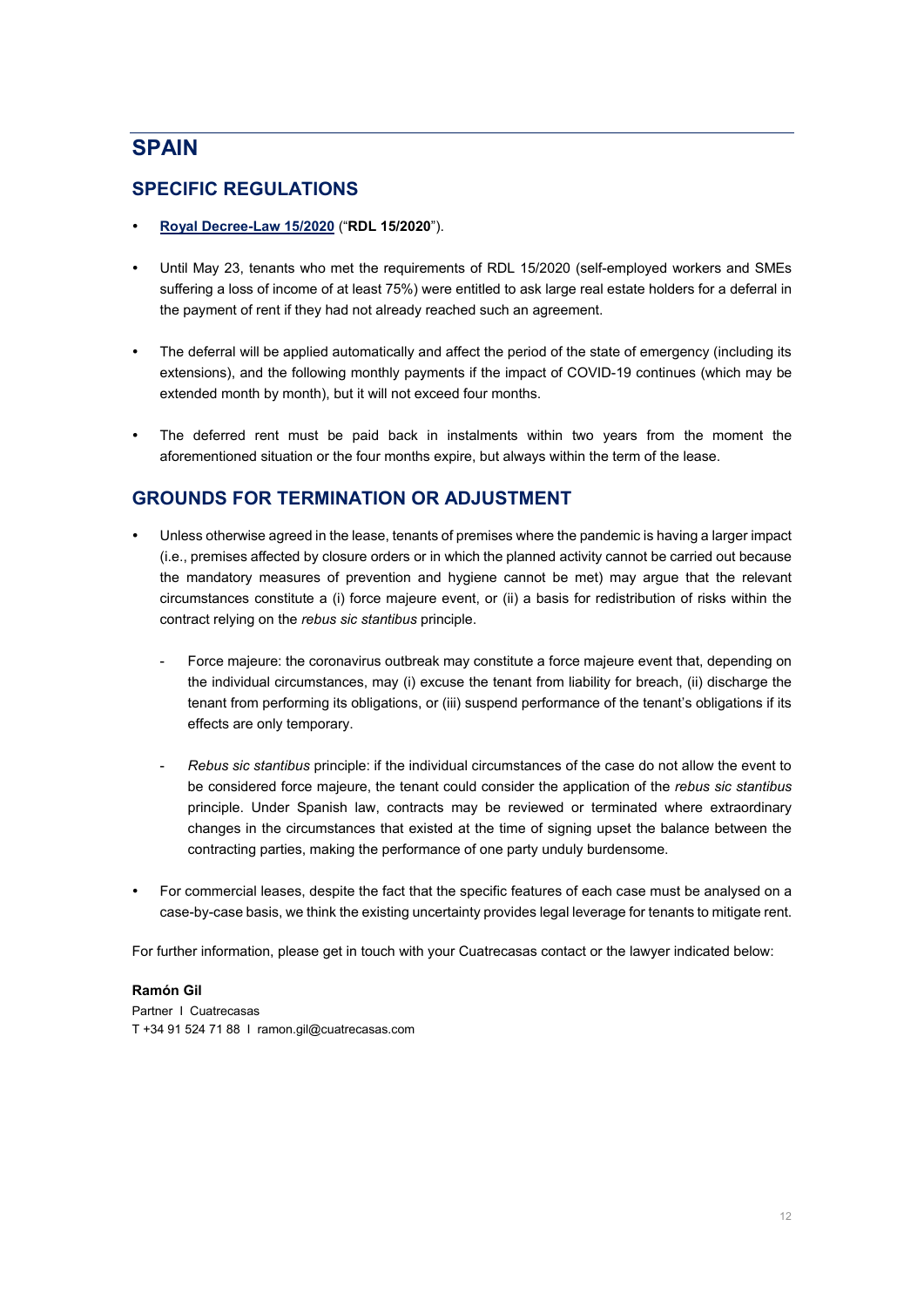# SPAIN

## SPECIFIC REGULATIONS

- **Royal Decree-Law 15/2020** ("**RDL 15/2020**").
- Until May 23, tenants who met the requirements of RDL 15/2020 (self-employed workers and SMEs suffering a loss of income of at least 75%) were entitled to ask large real estate holders for a deferral in the payment of rent if they had not already reached such an agreement.
- The deferral will be applied automatically and affect the period of the state of emergency (including its extensions), and the following monthly payments if the impact of COVID-19 continues (which may be extended month by month), but it will not exceed four months.
- The deferred rent must be paid back in instalments within two years from the moment the aforementioned situation or the four months expire, but always within the term of the lease.

## GROUNDS FOR TERMINATION OR ADJUSTMENT

- Unless otherwise agreed in the lease, tenants of premises where the pandemic is having a larger impact (i.e., premises affected by closure orders or in which the planned activity cannot be carried out because the mandatory measures of prevention and hygiene cannot be met) may argue that the relevant circumstances constitute a (i) force majeure event, or (ii) a basis for redistribution of risks within the contract relying on the *rebus sic stantibus* principle.
  - Force majeure: the coronavirus outbreak may constitute a force majeure event that, depending on the individual circumstances, may (i) excuse the tenant from liability for breach, (ii) discharge the tenant from performing its obligations, or (iii) suspend performance of the tenant's obligations if its effects are only temporary.
  - *Rebus sic stantibus* principle: if the individual circumstances of the case do not allow the event to be considered force majeure, the tenant could consider the application of the *rebus sic stantibus* principle. Under Spanish law, contracts may be reviewed or terminated where extraordinary changes in the circumstances that existed at the time of signing upset the balance between the contracting parties, making the performance of one party unduly burdensome.
- For commercial leases, despite the fact that the specific features of each case must be analysed on a case-by-case basis, we think the existing uncertainty provides legal leverage for tenants to mitigate rent.

For further information, please get in touch with your Cuatrecasas contact or the lawyer indicated below:

**Ramón Gil**
Partner I Cuatrecasas
T +34 91 524 71 88 I ramon.gil@cuatrecasas.com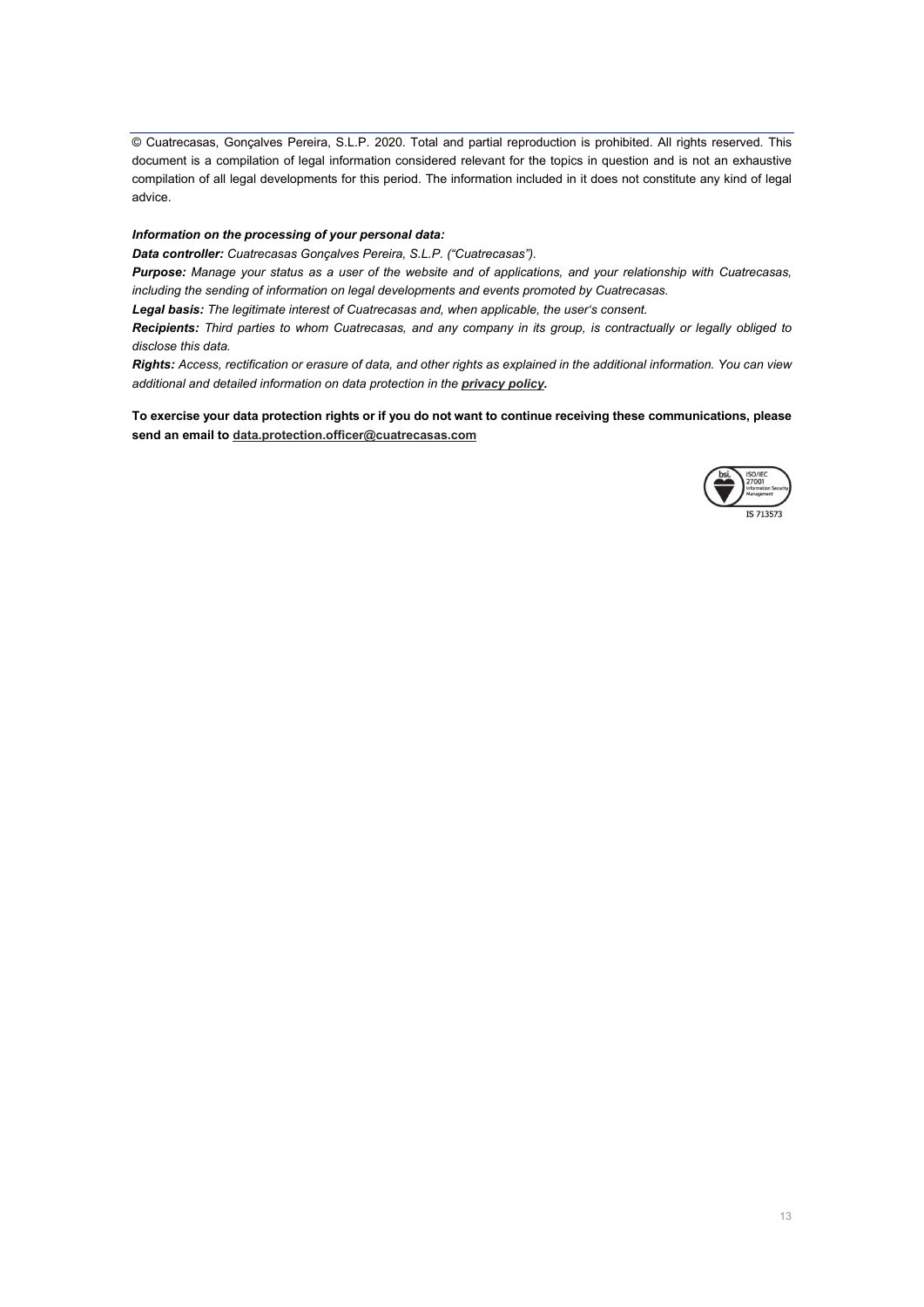© Cuatrecasas, Gonçalves Pereira, S.L.P. 2020. Total and partial reproduction is prohibited. All rights reserved. This document is a compilation of legal information considered relevant for the topics in question and is not an exhaustive compilation of all legal developments for this period. The information included in it does not constitute any kind of legal advice.

***Information on the processing of your personal data:***

***Data controller:*** *Cuatrecasas Gonçalves Pereira, S.L.P. ("Cuatrecasas").*

***Purpose:*** *Manage your status as a user of the website and of applications, and your relationship with Cuatrecasas, including the sending of information on legal developments and events promoted by Cuatrecasas.*

***Legal basis:*** *The legitimate interest of Cuatrecasas and, when applicable, the user's consent.*

***Recipients:*** *Third parties to whom Cuatrecasas, and any company in its group, is contractually or legally obliged to disclose this data.*

***Rights:*** *Access, rectification or erasure of data, and other rights as explained in the additional information. You can view additional and detailed information on data protection in the* ***privacy policy.***

**To exercise your data protection rights or if you do not want to continue receiving these communications, please send an email to data.protection.officer@cuatrecasas.com**

bsi. ISO/IEC 27001 Information Security Management

IS 713573